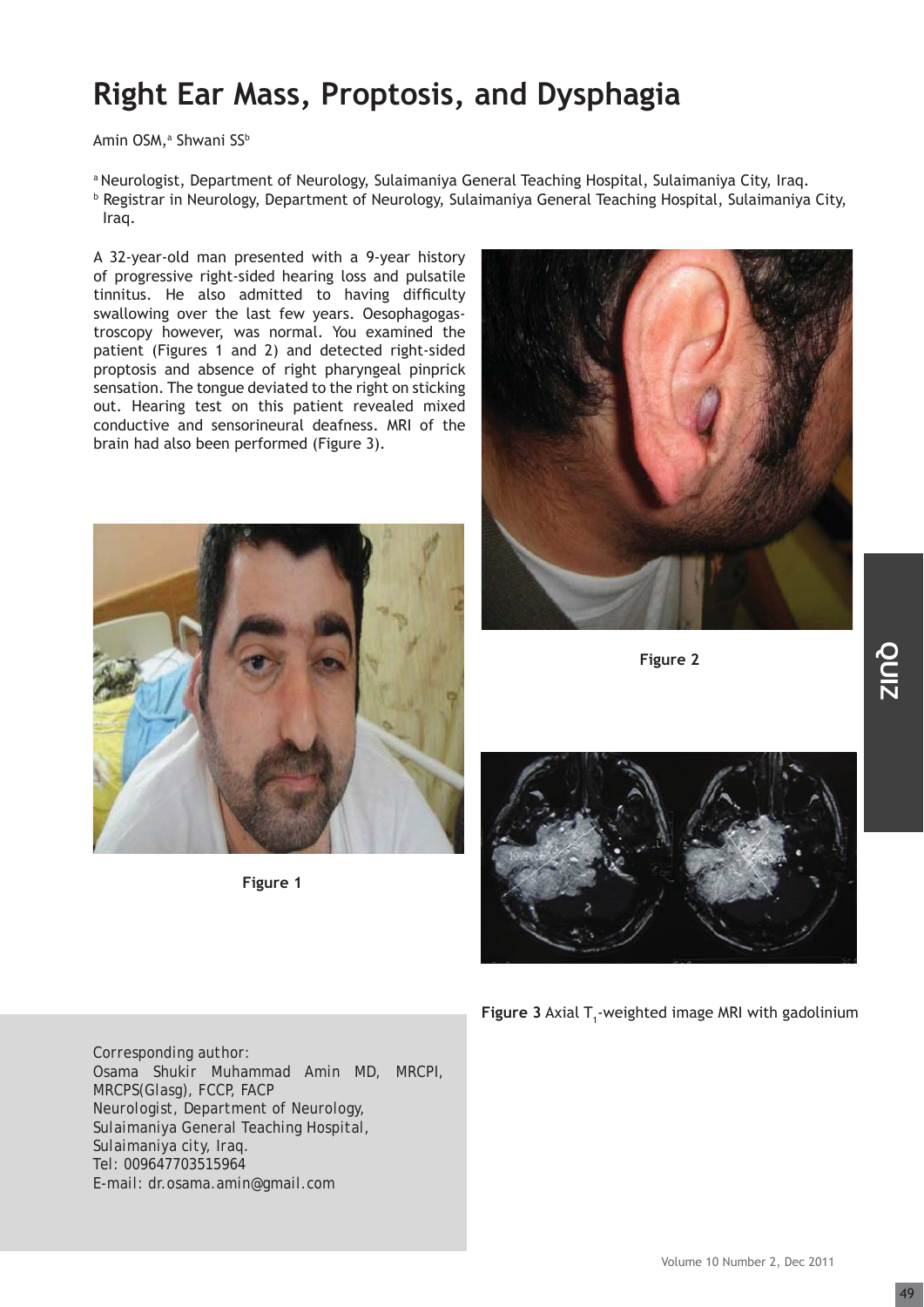# Right Ear Mass, Proptosis, and Dysphagia

Amin OSM,[a] Shwani SS[b]

[a] Neurologist, Department of Neurology, Sulaimaniya General Teaching Hospital, Sulaimaniya City, Iraq.
[b] Registrar in Neurology, Department of Neurology, Sulaimaniya General Teaching Hospital, Sulaimaniya City, Iraq.

A 32-year-old man presented with a 9-year history of progressive right-sided hearing loss and pulsatile tinnitus. He also admitted to having difficulty swallowing over the last few years. Oesophagogastroscopy however, was normal. You examined the patient (Figures 1 and 2) and detected right-sided proptosis and absence of right pharyngeal pinprick sensation. The tongue deviated to the right on sticking out. Hearing test on this patient revealed mixed conductive and sensorineural deafness. MRI of the brain had also been performed (Figure 3).

Figure 1

Figure 2

**Figure 3** Axial $T_1$-weighted image MRI with gadolinium

Corresponding author:
Osama Shukir Muhammad Amin MD, MRCPI, MRCPS(Glasg), FCCP, FACP
Neurologist, Department of Neurology,
Sulaimaniya General Teaching Hospital,
Sulaimaniya city, Iraq.
Tel: 009647703515964
E-mail: dr.osama.amin@gmail.com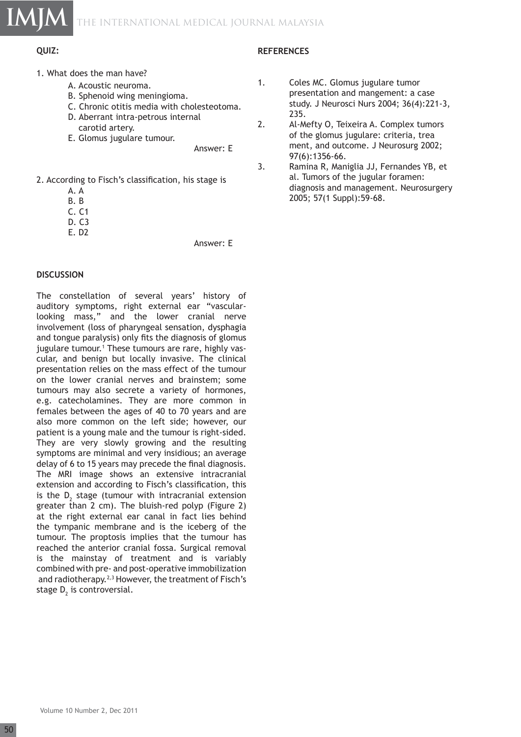**QUIZ:**

1. What does the man have?
    - A. Acoustic neuroma.
    - B. Sphenoid wing meningioma.
    - C. Chronic otitis media with cholesteotoma.
    - D. Aberrant intra-petrous internal carotid artery.
    - E. Glomus jugulare tumour.

    Answer: E

2. According to Fisch's classification, his stage is
    - A. A
    - B. B
    - C. C1
    - D. C3
    - E. D2

    Answer: E

**DISCUSSION**

The constellation of several years' history of auditory symptoms, right external ear "vascular-looking mass," and the lower cranial nerve involvement (loss of pharyngeal sensation, dysphagia and tongue paralysis) only fits the diagnosis of glomus jugulare tumour.[1] These tumours are rare, highly vascular, and benign but locally invasive. The clinical presentation relies on the mass effect of the tumour on the lower cranial nerves and brainstem; some tumours may also secrete a variety of hormones, e.g. catecholamines. They are more common in females between the ages of 40 to 70 years and are also more common on the left side; however, our patient is a young male and the tumour is right-sided. They are very slowly growing and the resulting symptoms are minimal and very insidious; an average delay of 6 to 15 years may precede the final diagnosis. The MRI image shows an extensive intracranial extension and according to Fisch's classification, this is the $D_2$ stage (tumour with intracranial extension greater than 2 cm). The bluish-red polyp (Figure 2) at the right external ear canal in fact lies behind the tympanic membrane and is the iceberg of the tumour. The proptosis implies that the tumour has reached the anterior cranial fossa. Surgical removal is the mainstay of treatment and is variably combined with pre- and post-operative immobilization and radiotherapy.[2,3] However, the treatment of Fisch's stage $D_2$ is controversial.

**REFERENCES**

1. Coles MC. Glomus jugulare tumor presentation and mangement: a case study. J Neurosci Nurs 2004; 36(4):221-3, 235.
2. Al-Mefty O, Teixeira A. Complex tumors of the glomus jugulare: criteria, trea ment, and outcome. J Neurosurg 2002; 97(6):1356-66.
3. Ramina R, Maniglia JJ, Fernandes YB, et al. Tumors of the jugular foramen: diagnosis and management. Neurosurgery 2005; 57(1 Suppl):59-68.